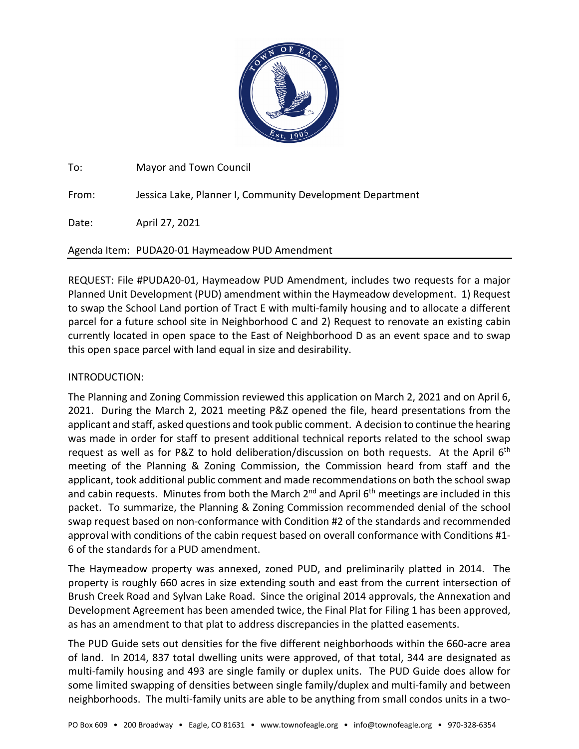To: Mayor and Town Council

From: Jessica Lake, Planner I, Community Development Department

Date: April 27, 2021

Agenda Item: PUDA20-01 Haymeadow PUD Amendment

REQUEST: File #PUDA20-01, Haymeadow PUD Amendment, includes two requests for a major Planned Unit Development (PUD) amendment within the Haymeadow development. 1) Request to swap the School Land portion of Tract E with multi-family housing and to allocate a different parcel for a future school site in Neighborhood C and 2) Request to renovate an existing cabin currently located in open space to the East of Neighborhood D as an event space and to swap this open space parcel with land equal in size and desirability.

INTRODUCTION:

The Planning and Zoning Commission reviewed this application on March 2, 2021 and on April 6, 2021. During the March 2, 2021 meeting P&Z opened the file, heard presentations from the applicant and staff, asked questions and took public comment. A decision to continue the hearing was made in order for staff to present additional technical reports related to the school swap request as well as for P&Z to hold deliberation/discussion on both requests. At the April 6th meeting of the Planning & Zoning Commission, the Commission heard from staff and the applicant, took additional public comment and made recommendations on both the school swap and cabin requests. Minutes from both the March 2nd and April 6th meetings are included in this packet. To summarize, the Planning & Zoning Commission recommended denial of the school swap request based on non-conformance with Condition #2 of the standards and recommended approval with conditions of the cabin request based on overall conformance with Conditions #1-6 of the standards for a PUD amendment.

The Haymeadow property was annexed, zoned PUD, and preliminarily platted in 2014. The property is roughly 660 acres in size extending south and east from the current intersection of Brush Creek Road and Sylvan Lake Road. Since the original 2014 approvals, the Annexation and Development Agreement has been amended twice, the Final Plat for Filing 1 has been approved, as has an amendment to that plat to address discrepancies in the platted easements.

The PUD Guide sets out densities for the five different neighborhoods within the 660-acre area of land. In 2014, 837 total dwelling units were approved, of that total, 344 are designated as multi-family housing and 493 are single family or duplex units. The PUD Guide does allow for some limited swapping of densities between single family/duplex and multi-family and between neighborhoods. The multi-family units are able to be anything from small condos units in a two-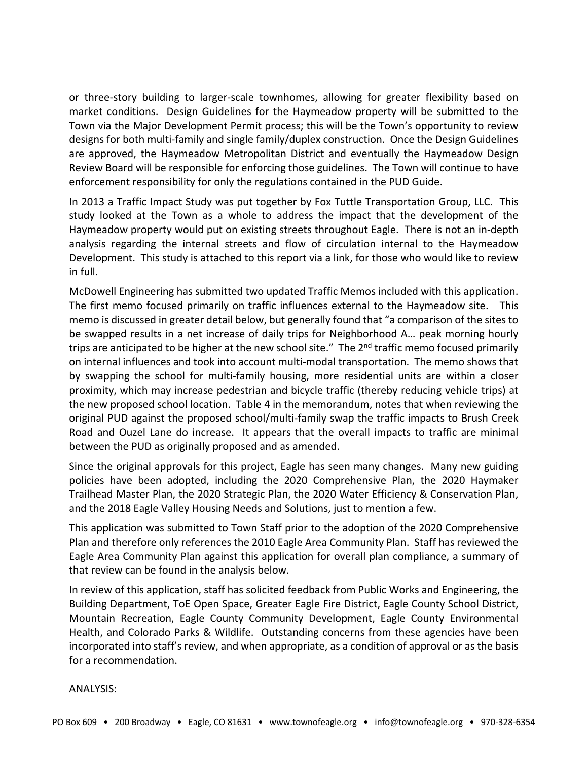or three-story building to larger-scale townhomes, allowing for greater flexibility based on market conditions. Design Guidelines for the Haymeadow property will be submitted to the Town via the Major Development Permit process; this will be the Town's opportunity to review designs for both multi-family and single family/duplex construction. Once the Design Guidelines are approved, the Haymeadow Metropolitan District and eventually the Haymeadow Design Review Board will be responsible for enforcing those guidelines. The Town will continue to have enforcement responsibility for only the regulations contained in the PUD Guide.

In 2013 a Traffic Impact Study was put together by Fox Tuttle Transportation Group, LLC. This study looked at the Town as a whole to address the impact that the development of the Haymeadow property would put on existing streets throughout Eagle. There is not an in-depth analysis regarding the internal streets and flow of circulation internal to the Haymeadow Development. This study is attached to this report via a link, for those who would like to review in full.

McDowell Engineering has submitted two updated Traffic Memos included with this application. The first memo focused primarily on traffic influences external to the Haymeadow site. This memo is discussed in greater detail below, but generally found that "a comparison of the sites to be swapped results in a net increase of daily trips for Neighborhood A… peak morning hourly trips are anticipated to be higher at the new school site." The 2nd traffic memo focused primarily on internal influences and took into account multi-modal transportation. The memo shows that by swapping the school for multi-family housing, more residential units are within a closer proximity, which may increase pedestrian and bicycle traffic (thereby reducing vehicle trips) at the new proposed school location. Table 4 in the memorandum, notes that when reviewing the original PUD against the proposed school/multi-family swap the traffic impacts to Brush Creek Road and Ouzel Lane do increase. It appears that the overall impacts to traffic are minimal between the PUD as originally proposed and as amended.

Since the original approvals for this project, Eagle has seen many changes. Many new guiding policies have been adopted, including the 2020 Comprehensive Plan, the 2020 Haymaker Trailhead Master Plan, the 2020 Strategic Plan, the 2020 Water Efficiency & Conservation Plan, and the 2018 Eagle Valley Housing Needs and Solutions, just to mention a few.

This application was submitted to Town Staff prior to the adoption of the 2020 Comprehensive Plan and therefore only references the 2010 Eagle Area Community Plan. Staff has reviewed the Eagle Area Community Plan against this application for overall plan compliance, a summary of that review can be found in the analysis below.

In review of this application, staff has solicited feedback from Public Works and Engineering, the Building Department, ToE Open Space, Greater Eagle Fire District, Eagle County School District, Mountain Recreation, Eagle County Community Development, Eagle County Environmental Health, and Colorado Parks & Wildlife. Outstanding concerns from these agencies have been incorporated into staff's review, and when appropriate, as a condition of approval or as the basis for a recommendation.

ANALYSIS: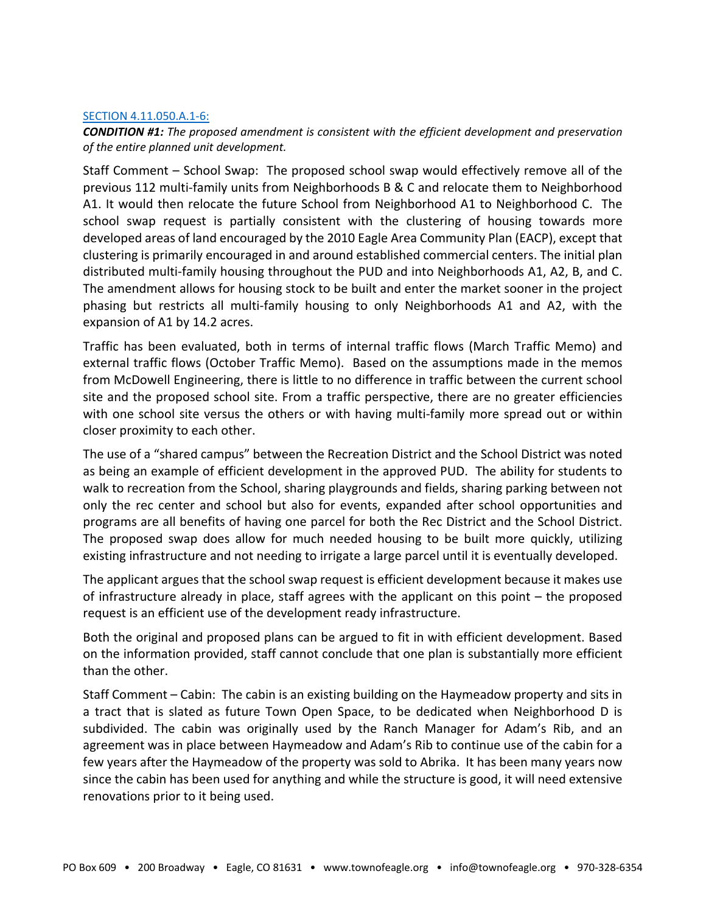[SECTION 4.11.050.A.1-6:](#)

***CONDITION #1:*** *The proposed amendment is consistent with the efficient development and preservation of the entire planned unit development.*

Staff Comment – School Swap: The proposed school swap would effectively remove all of the previous 112 multi-family units from Neighborhoods B & C and relocate them to Neighborhood A1. It would then relocate the future School from Neighborhood A1 to Neighborhood C. The school swap request is partially consistent with the clustering of housing towards more developed areas of land encouraged by the 2010 Eagle Area Community Plan (EACP), except that clustering is primarily encouraged in and around established commercial centers. The initial plan distributed multi-family housing throughout the PUD and into Neighborhoods A1, A2, B, and C. The amendment allows for housing stock to be built and enter the market sooner in the project phasing but restricts all multi-family housing to only Neighborhoods A1 and A2, with the expansion of A1 by 14.2 acres.

Traffic has been evaluated, both in terms of internal traffic flows (March Traffic Memo) and external traffic flows (October Traffic Memo). Based on the assumptions made in the memos from McDowell Engineering, there is little to no difference in traffic between the current school site and the proposed school site. From a traffic perspective, there are no greater efficiencies with one school site versus the others or with having multi-family more spread out or within closer proximity to each other.

The use of a "shared campus" between the Recreation District and the School District was noted as being an example of efficient development in the approved PUD. The ability for students to walk to recreation from the School, sharing playgrounds and fields, sharing parking between not only the rec center and school but also for events, expanded after school opportunities and programs are all benefits of having one parcel for both the Rec District and the School District. The proposed swap does allow for much needed housing to be built more quickly, utilizing existing infrastructure and not needing to irrigate a large parcel until it is eventually developed.

The applicant argues that the school swap request is efficient development because it makes use of infrastructure already in place, staff agrees with the applicant on this point – the proposed request is an efficient use of the development ready infrastructure.

Both the original and proposed plans can be argued to fit in with efficient development. Based on the information provided, staff cannot conclude that one plan is substantially more efficient than the other.

Staff Comment – Cabin: The cabin is an existing building on the Haymeadow property and sits in a tract that is slated as future Town Open Space, to be dedicated when Neighborhood D is subdivided. The cabin was originally used by the Ranch Manager for Adam's Rib, and an agreement was in place between Haymeadow and Adam's Rib to continue use of the cabin for a few years after the Haymeadow of the property was sold to Abrika. It has been many years now since the cabin has been used for anything and while the structure is good, it will need extensive renovations prior to it being used.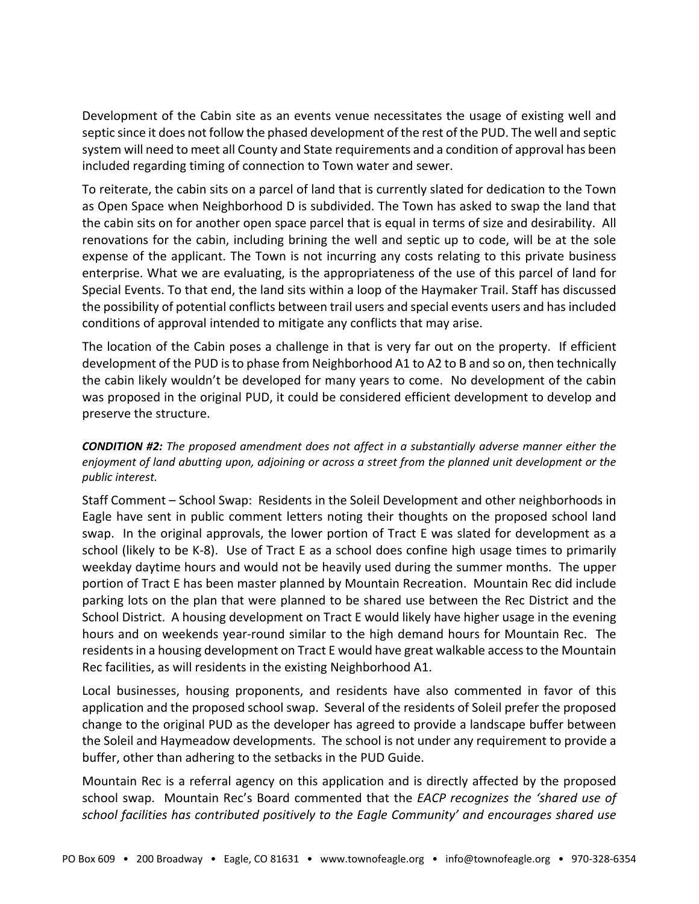Development of the Cabin site as an events venue necessitates the usage of existing well and septic since it does not follow the phased development of the rest of the PUD. The well and septic system will need to meet all County and State requirements and a condition of approval has been included regarding timing of connection to Town water and sewer.

To reiterate, the cabin sits on a parcel of land that is currently slated for dedication to the Town as Open Space when Neighborhood D is subdivided. The Town has asked to swap the land that the cabin sits on for another open space parcel that is equal in terms of size and desirability. All renovations for the cabin, including brining the well and septic up to code, will be at the sole expense of the applicant. The Town is not incurring any costs relating to this private business enterprise. What we are evaluating, is the appropriateness of the use of this parcel of land for Special Events. To that end, the land sits within a loop of the Haymaker Trail. Staff has discussed the possibility of potential conflicts between trail users and special events users and has included conditions of approval intended to mitigate any conflicts that may arise.

The location of the Cabin poses a challenge in that is very far out on the property. If efficient development of the PUD is to phase from Neighborhood A1 to A2 to B and so on, then technically the cabin likely wouldn't be developed for many years to come. No development of the cabin was proposed in the original PUD, it could be considered efficient development to develop and preserve the structure.

***CONDITION #2:*** *The proposed amendment does not affect in a substantially adverse manner either the enjoyment of land abutting upon, adjoining or across a street from the planned unit development or the public interest.*

Staff Comment – School Swap: Residents in the Soleil Development and other neighborhoods in Eagle have sent in public comment letters noting their thoughts on the proposed school land swap. In the original approvals, the lower portion of Tract E was slated for development as a school (likely to be K-8). Use of Tract E as a school does confine high usage times to primarily weekday daytime hours and would not be heavily used during the summer months. The upper portion of Tract E has been master planned by Mountain Recreation. Mountain Rec did include parking lots on the plan that were planned to be shared use between the Rec District and the School District. A housing development on Tract E would likely have higher usage in the evening hours and on weekends year-round similar to the high demand hours for Mountain Rec. The residents in a housing development on Tract E would have great walkable access to the Mountain Rec facilities, as will residents in the existing Neighborhood A1.

Local businesses, housing proponents, and residents have also commented in favor of this application and the proposed school swap. Several of the residents of Soleil prefer the proposed change to the original PUD as the developer has agreed to provide a landscape buffer between the Soleil and Haymeadow developments. The school is not under any requirement to provide a buffer, other than adhering to the setbacks in the PUD Guide.

Mountain Rec is a referral agency on this application and is directly affected by the proposed school swap. Mountain Rec's Board commented that the *EACP recognizes the 'shared use of school facilities has contributed positively to the Eagle Community' and encourages shared use*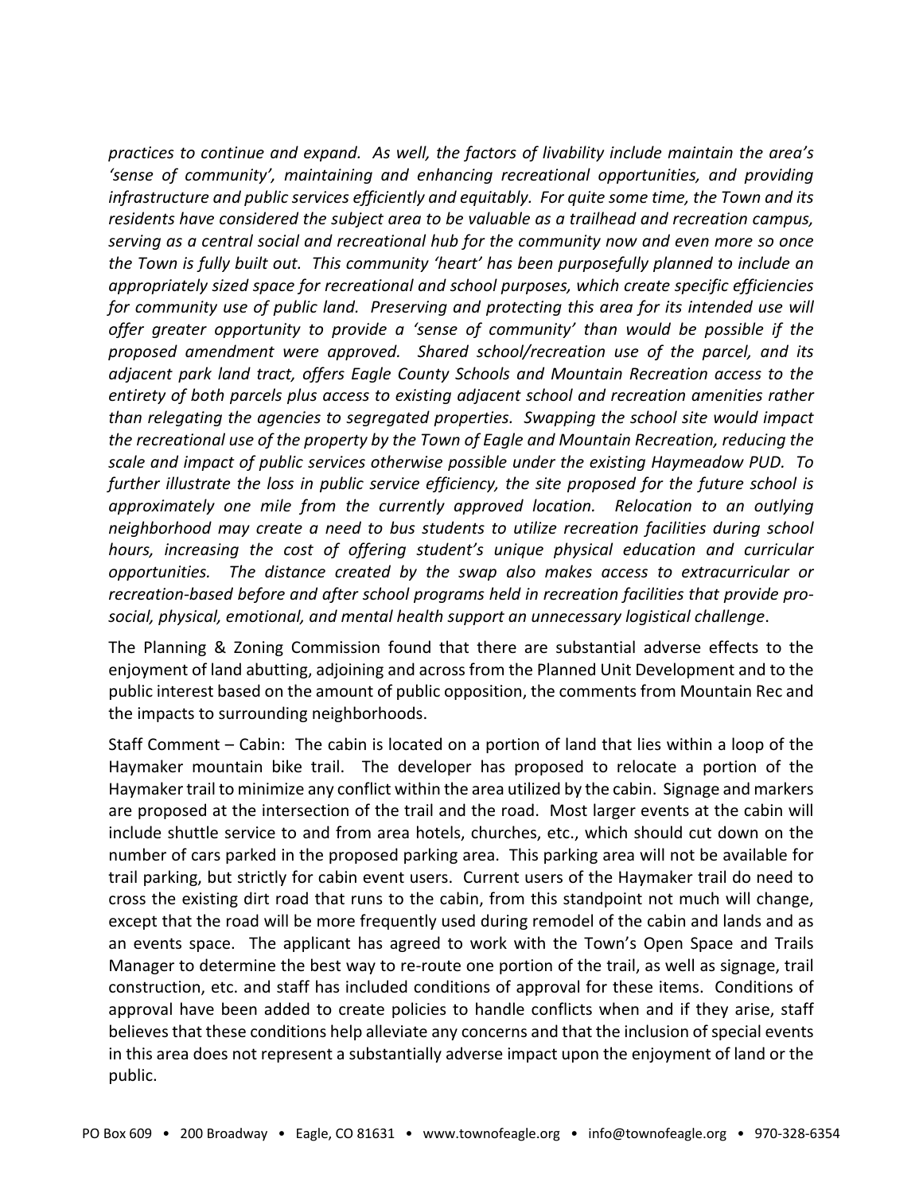*practices to continue and expand. As well, the factors of livability include maintain the area's 'sense of community', maintaining and enhancing recreational opportunities, and providing infrastructure and public services efficiently and equitably. For quite some time, the Town and its residents have considered the subject area to be valuable as a trailhead and recreation campus, serving as a central social and recreational hub for the community now and even more so once the Town is fully built out. This community 'heart' has been purposefully planned to include an appropriately sized space for recreational and school purposes, which create specific efficiencies for community use of public land. Preserving and protecting this area for its intended use will offer greater opportunity to provide a 'sense of community' than would be possible if the proposed amendment were approved. Shared school/recreation use of the parcel, and its adjacent park land tract, offers Eagle County Schools and Mountain Recreation access to the entirety of both parcels plus access to existing adjacent school and recreation amenities rather than relegating the agencies to segregated properties. Swapping the school site would impact the recreational use of the property by the Town of Eagle and Mountain Recreation, reducing the scale and impact of public services otherwise possible under the existing Haymeadow PUD. To further illustrate the loss in public service efficiency, the site proposed for the future school is approximately one mile from the currently approved location. Relocation to an outlying neighborhood may create a need to bus students to utilize recreation facilities during school hours, increasing the cost of offering student's unique physical education and curricular opportunities. The distance created by the swap also makes access to extracurricular or recreation-based before and after school programs held in recreation facilities that provide pro-social, physical, emotional, and mental health support an unnecessary logistical challenge*.

The Planning & Zoning Commission found that there are substantial adverse effects to the enjoyment of land abutting, adjoining and across from the Planned Unit Development and to the public interest based on the amount of public opposition, the comments from Mountain Rec and the impacts to surrounding neighborhoods.

Staff Comment – Cabin: The cabin is located on a portion of land that lies within a loop of the Haymaker mountain bike trail. The developer has proposed to relocate a portion of the Haymaker trail to minimize any conflict within the area utilized by the cabin. Signage and markers are proposed at the intersection of the trail and the road. Most larger events at the cabin will include shuttle service to and from area hotels, churches, etc., which should cut down on the number of cars parked in the proposed parking area. This parking area will not be available for trail parking, but strictly for cabin event users. Current users of the Haymaker trail do need to cross the existing dirt road that runs to the cabin, from this standpoint not much will change, except that the road will be more frequently used during remodel of the cabin and lands and as an events space. The applicant has agreed to work with the Town's Open Space and Trails Manager to determine the best way to re-route one portion of the trail, as well as signage, trail construction, etc. and staff has included conditions of approval for these items. Conditions of approval have been added to create policies to handle conflicts when and if they arise, staff believes that these conditions help alleviate any concerns and that the inclusion of special events in this area does not represent a substantially adverse impact upon the enjoyment of land or the public.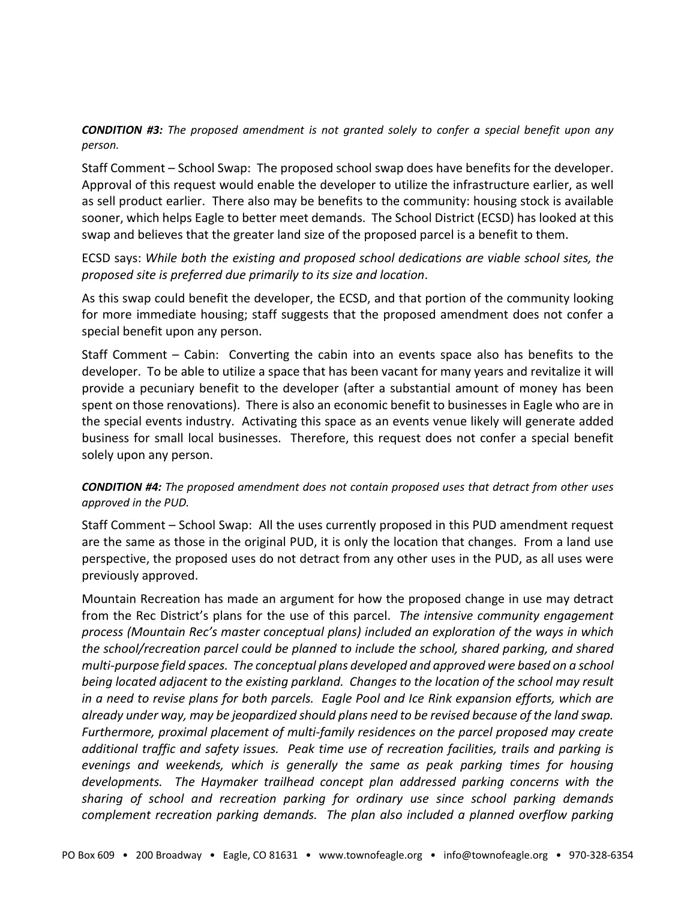***CONDITION #3:*** *The proposed amendment is not granted solely to confer a special benefit upon any person.*

Staff Comment – School Swap: The proposed school swap does have benefits for the developer. Approval of this request would enable the developer to utilize the infrastructure earlier, as well as sell product earlier. There also may be benefits to the community: housing stock is available sooner, which helps Eagle to better meet demands. The School District (ECSD) has looked at this swap and believes that the greater land size of the proposed parcel is a benefit to them.

ECSD says: *While both the existing and proposed school dedications are viable school sites, the proposed site is preferred due primarily to its size and location*.

As this swap could benefit the developer, the ECSD, and that portion of the community looking for more immediate housing; staff suggests that the proposed amendment does not confer a special benefit upon any person.

Staff Comment – Cabin: Converting the cabin into an events space also has benefits to the developer. To be able to utilize a space that has been vacant for many years and revitalize it will provide a pecuniary benefit to the developer (after a substantial amount of money has been spent on those renovations). There is also an economic benefit to businesses in Eagle who are in the special events industry. Activating this space as an events venue likely will generate added business for small local businesses. Therefore, this request does not confer a special benefit solely upon any person.

***CONDITION #4:*** *The proposed amendment does not contain proposed uses that detract from other uses approved in the PUD.*

Staff Comment – School Swap: All the uses currently proposed in this PUD amendment request are the same as those in the original PUD, it is only the location that changes. From a land use perspective, the proposed uses do not detract from any other uses in the PUD, as all uses were previously approved.

Mountain Recreation has made an argument for how the proposed change in use may detract from the Rec District's plans for the use of this parcel. *The intensive community engagement process (Mountain Rec's master conceptual plans) included an exploration of the ways in which the school/recreation parcel could be planned to include the school, shared parking, and shared multi-purpose field spaces. The conceptual plans developed and approved were based on a school being located adjacent to the existing parkland. Changes to the location of the school may result in a need to revise plans for both parcels. Eagle Pool and Ice Rink expansion efforts, which are already under way, may be jeopardized should plans need to be revised because of the land swap. Furthermore, proximal placement of multi-family residences on the parcel proposed may create additional traffic and safety issues. Peak time use of recreation facilities, trails and parking is evenings and weekends, which is generally the same as peak parking times for housing developments. The Haymaker trailhead concept plan addressed parking concerns with the sharing of school and recreation parking for ordinary use since school parking demands complement recreation parking demands. The plan also included a planned overflow parking*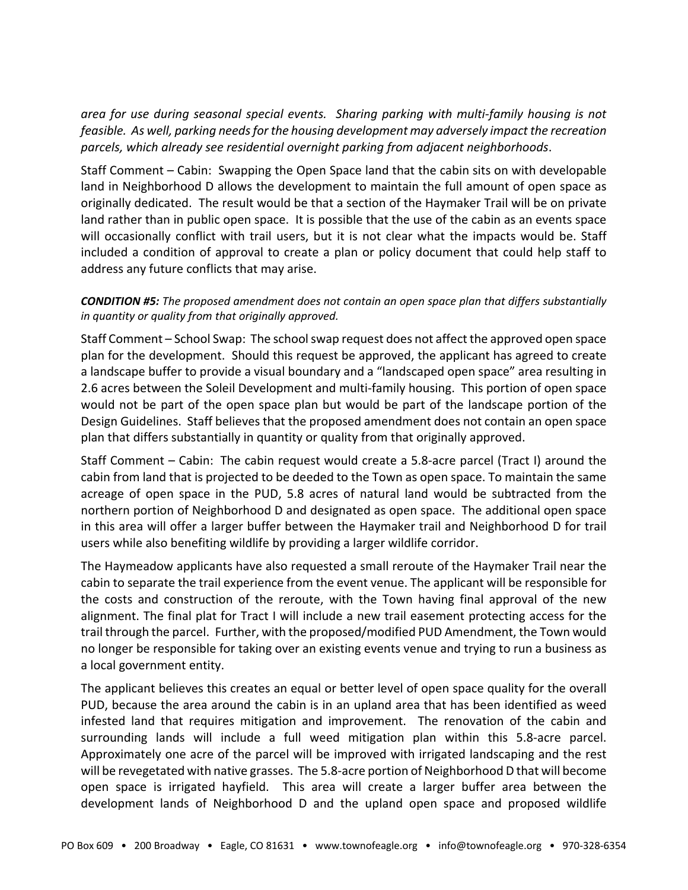*area for use during seasonal special events. Sharing parking with multi-family housing is not feasible. As well, parking needs for the housing development may adversely impact the recreation parcels, which already see residential overnight parking from adjacent neighborhoods*.

Staff Comment – Cabin: Swapping the Open Space land that the cabin sits on with developable land in Neighborhood D allows the development to maintain the full amount of open space as originally dedicated. The result would be that a section of the Haymaker Trail will be on private land rather than in public open space. It is possible that the use of the cabin as an events space will occasionally conflict with trail users, but it is not clear what the impacts would be. Staff included a condition of approval to create a plan or policy document that could help staff to address any future conflicts that may arise.

***CONDITION #5:*** *The proposed amendment does not contain an open space plan that differs substantially in quantity or quality from that originally approved.*

Staff Comment – School Swap: The school swap request does not affect the approved open space plan for the development. Should this request be approved, the applicant has agreed to create a landscape buffer to provide a visual boundary and a "landscaped open space" area resulting in 2.6 acres between the Soleil Development and multi-family housing. This portion of open space would not be part of the open space plan but would be part of the landscape portion of the Design Guidelines. Staff believes that the proposed amendment does not contain an open space plan that differs substantially in quantity or quality from that originally approved.

Staff Comment – Cabin: The cabin request would create a 5.8-acre parcel (Tract I) around the cabin from land that is projected to be deeded to the Town as open space. To maintain the same acreage of open space in the PUD, 5.8 acres of natural land would be subtracted from the northern portion of Neighborhood D and designated as open space. The additional open space in this area will offer a larger buffer between the Haymaker trail and Neighborhood D for trail users while also benefiting wildlife by providing a larger wildlife corridor.

The Haymeadow applicants have also requested a small reroute of the Haymaker Trail near the cabin to separate the trail experience from the event venue. The applicant will be responsible for the costs and construction of the reroute, with the Town having final approval of the new alignment. The final plat for Tract I will include a new trail easement protecting access for the trail through the parcel. Further, with the proposed/modified PUD Amendment, the Town would no longer be responsible for taking over an existing events venue and trying to run a business as a local government entity.

The applicant believes this creates an equal or better level of open space quality for the overall PUD, because the area around the cabin is in an upland area that has been identified as weed infested land that requires mitigation and improvement. The renovation of the cabin and surrounding lands will include a full weed mitigation plan within this 5.8-acre parcel. Approximately one acre of the parcel will be improved with irrigated landscaping and the rest will be revegetated with native grasses. The 5.8-acre portion of Neighborhood D that will become open space is irrigated hayfield. This area will create a larger buffer area between the development lands of Neighborhood D and the upland open space and proposed wildlife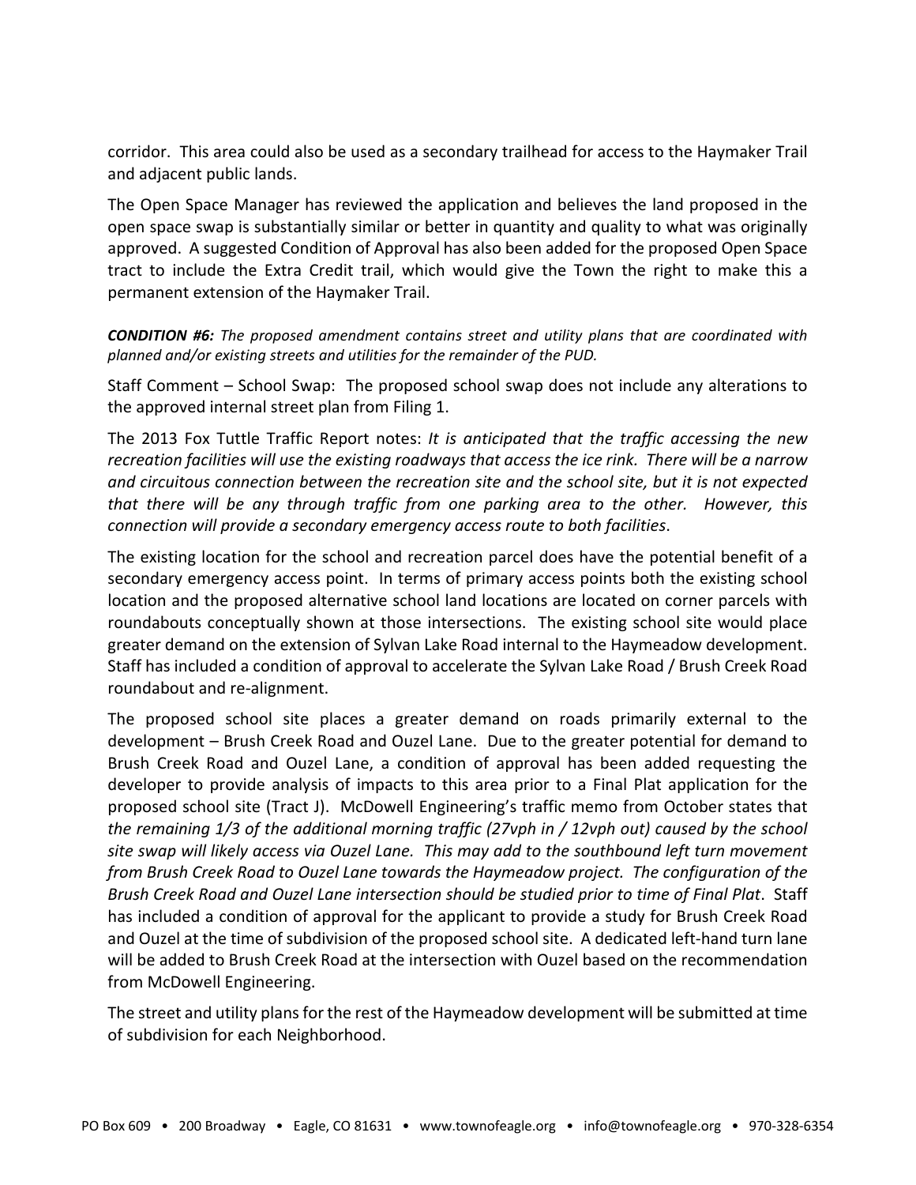corridor. This area could also be used as a secondary trailhead for access to the Haymaker Trail and adjacent public lands.

The Open Space Manager has reviewed the application and believes the land proposed in the open space swap is substantially similar or better in quantity and quality to what was originally approved. A suggested Condition of Approval has also been added for the proposed Open Space tract to include the Extra Credit trail, which would give the Town the right to make this a permanent extension of the Haymaker Trail.

***CONDITION #6:*** *The proposed amendment contains street and utility plans that are coordinated with planned and/or existing streets and utilities for the remainder of the PUD.*

Staff Comment – School Swap: The proposed school swap does not include any alterations to the approved internal street plan from Filing 1.

The 2013 Fox Tuttle Traffic Report notes: *It is anticipated that the traffic accessing the new recreation facilities will use the existing roadways that access the ice rink. There will be a narrow and circuitous connection between the recreation site and the school site, but it is not expected that there will be any through traffic from one parking area to the other. However, this connection will provide a secondary emergency access route to both facilities*.

The existing location for the school and recreation parcel does have the potential benefit of a secondary emergency access point. In terms of primary access points both the existing school location and the proposed alternative school land locations are located on corner parcels with roundabouts conceptually shown at those intersections. The existing school site would place greater demand on the extension of Sylvan Lake Road internal to the Haymeadow development. Staff has included a condition of approval to accelerate the Sylvan Lake Road / Brush Creek Road roundabout and re-alignment.

The proposed school site places a greater demand on roads primarily external to the development – Brush Creek Road and Ouzel Lane. Due to the greater potential for demand to Brush Creek Road and Ouzel Lane, a condition of approval has been added requesting the developer to provide analysis of impacts to this area prior to a Final Plat application for the proposed school site (Tract J). McDowell Engineering's traffic memo from October states that *the remaining 1/3 of the additional morning traffic (27vph in / 12vph out) caused by the school site swap will likely access via Ouzel Lane. This may add to the southbound left turn movement from Brush Creek Road to Ouzel Lane towards the Haymeadow project. The configuration of the Brush Creek Road and Ouzel Lane intersection should be studied prior to time of Final Plat*. Staff has included a condition of approval for the applicant to provide a study for Brush Creek Road and Ouzel at the time of subdivision of the proposed school site. A dedicated left-hand turn lane will be added to Brush Creek Road at the intersection with Ouzel based on the recommendation from McDowell Engineering.

The street and utility plans for the rest of the Haymeadow development will be submitted at time of subdivision for each Neighborhood.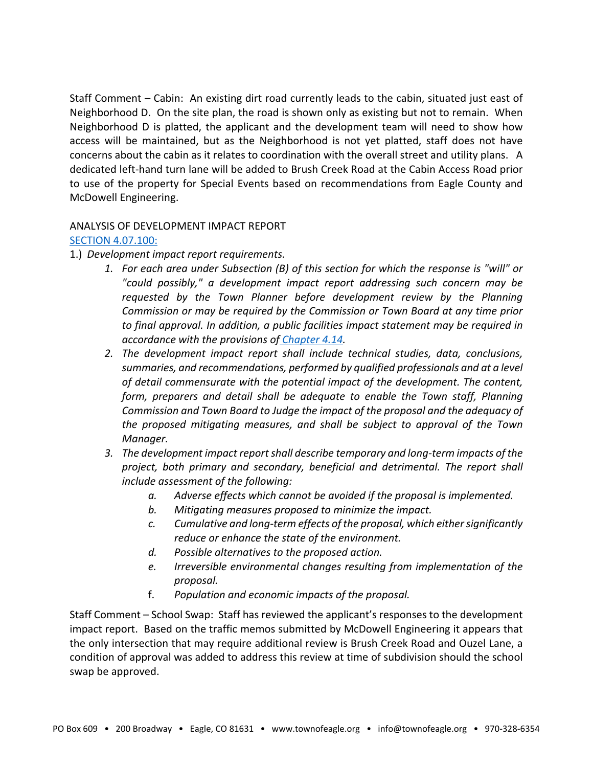Staff Comment – Cabin: An existing dirt road currently leads to the cabin, situated just east of Neighborhood D. On the site plan, the road is shown only as existing but not to remain. When Neighborhood D is platted, the applicant and the development team will need to show how access will be maintained, but as the Neighborhood is not yet platted, staff does not have concerns about the cabin as it relates to coordination with the overall street and utility plans. A dedicated left-hand turn lane will be added to Brush Creek Road at the Cabin Access Road prior to use of the property for Special Events based on recommendations from Eagle County and McDowell Engineering.

ANALYSIS OF DEVELOPMENT IMPACT REPORT

SECTION 4.07.100:

1.) *Development impact report requirements.*

1. *For each area under Subsection (B) of this section for which the response is "will" or "could possibly," a development impact report addressing such concern may be requested by the Town Planner before development review by the Planning Commission or may be required by the Commission or Town Board at any time prior to final approval. In addition, a public facilities impact statement may be required in accordance with the provisions of Chapter 4.14.*
2. *The development impact report shall include technical studies, data, conclusions, summaries, and recommendations, performed by qualified professionals and at a level of detail commensurate with the potential impact of the development. The content, form, preparers and detail shall be adequate to enable the Town staff, Planning Commission and Town Board to Judge the impact of the proposal and the adequacy of the proposed mitigating measures, and shall be subject to approval of the Town Manager.*
3. *The development impact report shall describe temporary and long-term impacts of the project, both primary and secondary, beneficial and detrimental. The report shall include assessment of the following:*
    - a. *Adverse effects which cannot be avoided if the proposal is implemented.*
    - b. *Mitigating measures proposed to minimize the impact.*
    - c. *Cumulative and long-term effects of the proposal, which either significantly reduce or enhance the state of the environment.*
    - d. *Possible alternatives to the proposed action.*
    - e. *Irreversible environmental changes resulting from implementation of the proposal.*
    - f. *Population and economic impacts of the proposal.*

Staff Comment – School Swap: Staff has reviewed the applicant's responses to the development impact report. Based on the traffic memos submitted by McDowell Engineering it appears that the only intersection that may require additional review is Brush Creek Road and Ouzel Lane, a condition of approval was added to address this review at time of subdivision should the school swap be approved.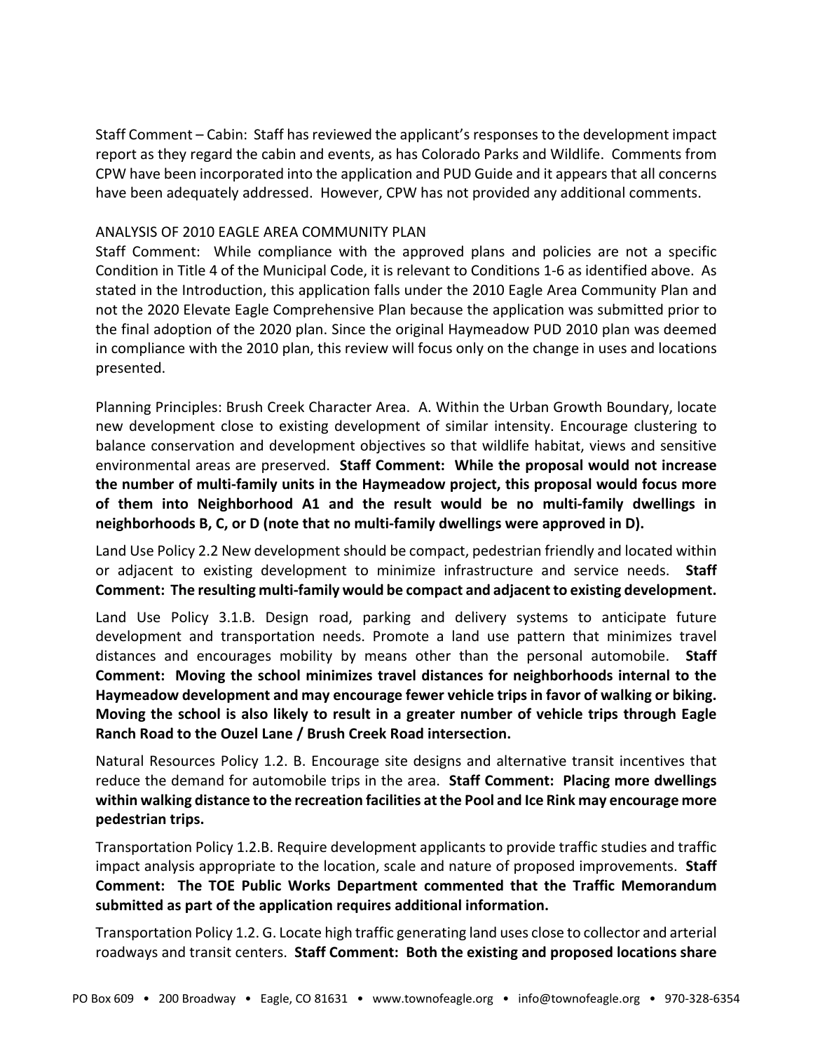Staff Comment – Cabin: Staff has reviewed the applicant's responses to the development impact report as they regard the cabin and events, as has Colorado Parks and Wildlife. Comments from CPW have been incorporated into the application and PUD Guide and it appears that all concerns have been adequately addressed. However, CPW has not provided any additional comments.

ANALYSIS OF 2010 EAGLE AREA COMMUNITY PLAN

Staff Comment: While compliance with the approved plans and policies are not a specific Condition in Title 4 of the Municipal Code, it is relevant to Conditions 1-6 as identified above. As stated in the Introduction, this application falls under the 2010 Eagle Area Community Plan and not the 2020 Elevate Eagle Comprehensive Plan because the application was submitted prior to the final adoption of the 2020 plan. Since the original Haymeadow PUD 2010 plan was deemed in compliance with the 2010 plan, this review will focus only on the change in uses and locations presented.

Planning Principles: Brush Creek Character Area. A. Within the Urban Growth Boundary, locate new development close to existing development of similar intensity. Encourage clustering to balance conservation and development objectives so that wildlife habitat, views and sensitive environmental areas are preserved. **Staff Comment: While the proposal would not increase the number of multi-family units in the Haymeadow project, this proposal would focus more of them into Neighborhood A1 and the result would be no multi-family dwellings in neighborhoods B, C, or D (note that no multi-family dwellings were approved in D).**

Land Use Policy 2.2 New development should be compact, pedestrian friendly and located within or adjacent to existing development to minimize infrastructure and service needs. **Staff Comment: The resulting multi-family would be compact and adjacent to existing development.**

Land Use Policy 3.1.B. Design road, parking and delivery systems to anticipate future development and transportation needs. Promote a land use pattern that minimizes travel distances and encourages mobility by means other than the personal automobile. **Staff Comment: Moving the school minimizes travel distances for neighborhoods internal to the Haymeadow development and may encourage fewer vehicle trips in favor of walking or biking. Moving the school is also likely to result in a greater number of vehicle trips through Eagle Ranch Road to the Ouzel Lane / Brush Creek Road intersection.**

Natural Resources Policy 1.2. B. Encourage site designs and alternative transit incentives that reduce the demand for automobile trips in the area. **Staff Comment: Placing more dwellings within walking distance to the recreation facilities at the Pool and Ice Rink may encourage more pedestrian trips.**

Transportation Policy 1.2.B. Require development applicants to provide traffic studies and traffic impact analysis appropriate to the location, scale and nature of proposed improvements. **Staff Comment: The TOE Public Works Department commented that the Traffic Memorandum submitted as part of the application requires additional information.**

Transportation Policy 1.2. G. Locate high traffic generating land uses close to collector and arterial roadways and transit centers. **Staff Comment: Both the existing and proposed locations share**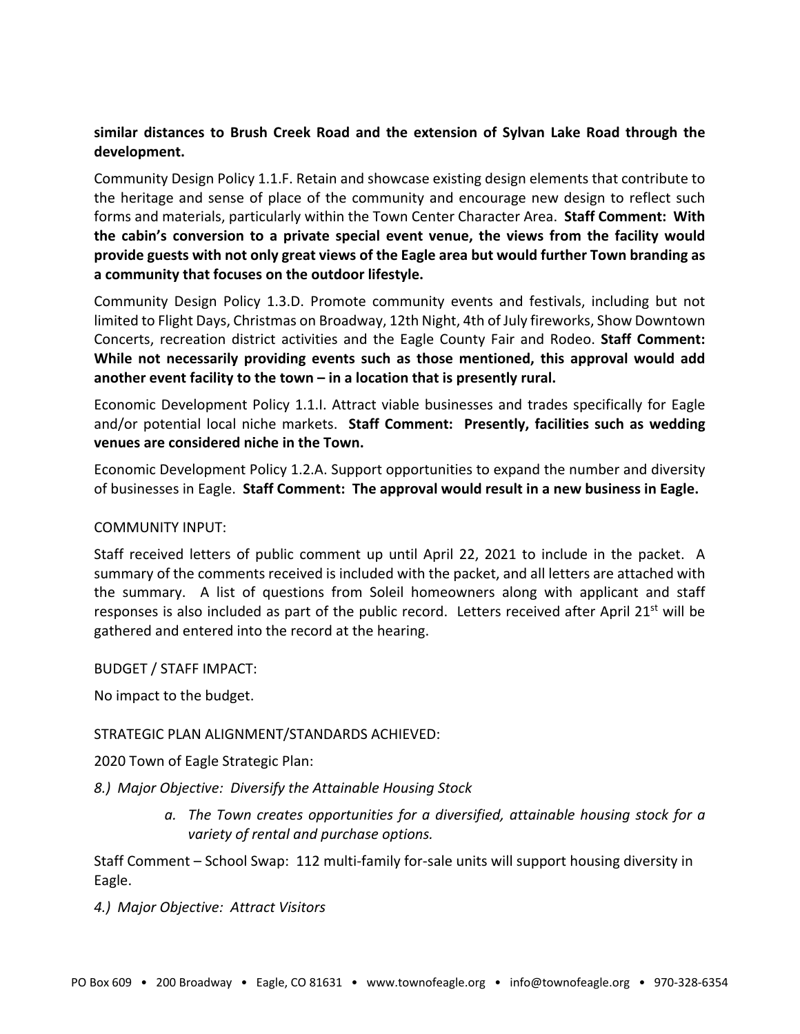**similar distances to Brush Creek Road and the extension of Sylvan Lake Road through the development.**

Community Design Policy 1.1.F. Retain and showcase existing design elements that contribute to the heritage and sense of place of the community and encourage new design to reflect such forms and materials, particularly within the Town Center Character Area. **Staff Comment: With the cabin's conversion to a private special event venue, the views from the facility would provide guests with not only great views of the Eagle area but would further Town branding as a community that focuses on the outdoor lifestyle.**

Community Design Policy 1.3.D. Promote community events and festivals, including but not limited to Flight Days, Christmas on Broadway, 12th Night, 4th of July fireworks, Show Downtown Concerts, recreation district activities and the Eagle County Fair and Rodeo. **Staff Comment: While not necessarily providing events such as those mentioned, this approval would add another event facility to the town – in a location that is presently rural.**

Economic Development Policy 1.1.I. Attract viable businesses and trades specifically for Eagle and/or potential local niche markets. **Staff Comment: Presently, facilities such as wedding venues are considered niche in the Town.**

Economic Development Policy 1.2.A. Support opportunities to expand the number and diversity of businesses in Eagle. **Staff Comment: The approval would result in a new business in Eagle.**

COMMUNITY INPUT:

Staff received letters of public comment up until April 22, 2021 to include in the packet. A summary of the comments received is included with the packet, and all letters are attached with the summary. A list of questions from Soleil homeowners along with applicant and staff responses is also included as part of the public record. Letters received after April 21st will be gathered and entered into the record at the hearing.

BUDGET / STAFF IMPACT:

No impact to the budget.

STRATEGIC PLAN ALIGNMENT/STANDARDS ACHIEVED:

2020 Town of Eagle Strategic Plan:

*8.) Major Objective: Diversify the Attainable Housing Stock*

> *a. The Town creates opportunities for a diversified, attainable housing stock for a variety of rental and purchase options.*

Staff Comment – School Swap: 112 multi-family for-sale units will support housing diversity in Eagle.

*4.) Major Objective: Attract Visitors*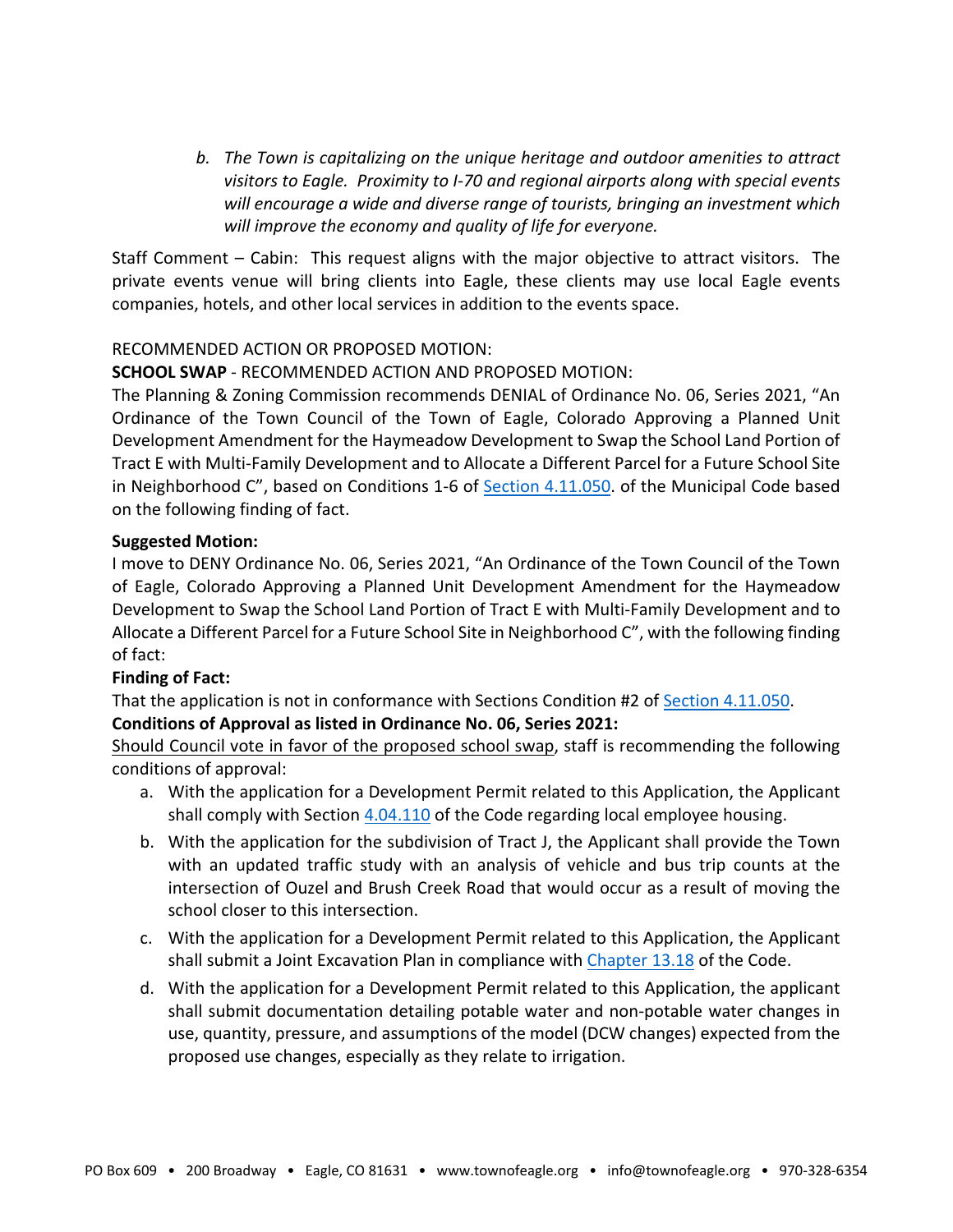b. *The Town is capitalizing on the unique heritage and outdoor amenities to attract visitors to Eagle. Proximity to I-70 and regional airports along with special events will encourage a wide and diverse range of tourists, bringing an investment which will improve the economy and quality of life for everyone.*

Staff Comment – Cabin: This request aligns with the major objective to attract visitors. The private events venue will bring clients into Eagle, these clients may use local Eagle events companies, hotels, and other local services in addition to the events space.

RECOMMENDED ACTION OR PROPOSED MOTION:

**SCHOOL SWAP** - RECOMMENDED ACTION AND PROPOSED MOTION:

The Planning & Zoning Commission recommends DENIAL of Ordinance No. 06, Series 2021, "An Ordinance of the Town Council of the Town of Eagle, Colorado Approving a Planned Unit Development Amendment for the Haymeadow Development to Swap the School Land Portion of Tract E with Multi-Family Development and to Allocate a Different Parcel for a Future School Site in Neighborhood C", based on Conditions 1-6 of Section 4.11.050. of the Municipal Code based on the following finding of fact.

**Suggested Motion:**

I move to DENY Ordinance No. 06, Series 2021, "An Ordinance of the Town Council of the Town of Eagle, Colorado Approving a Planned Unit Development Amendment for the Haymeadow Development to Swap the School Land Portion of Tract E with Multi-Family Development and to Allocate a Different Parcel for a Future School Site in Neighborhood C", with the following finding of fact:

**Finding of Fact:**

That the application is not in conformance with Sections Condition #2 of Section 4.11.050.

**Conditions of Approval as listed in Ordinance No. 06, Series 2021:**

Should Council vote in favor of the proposed school swap, staff is recommending the following conditions of approval:

a. With the application for a Development Permit related to this Application, the Applicant shall comply with Section 4.04.110 of the Code regarding local employee housing.

b. With the application for the subdivision of Tract J, the Applicant shall provide the Town with an updated traffic study with an analysis of vehicle and bus trip counts at the intersection of Ouzel and Brush Creek Road that would occur as a result of moving the school closer to this intersection.

c. With the application for a Development Permit related to this Application, the Applicant shall submit a Joint Excavation Plan in compliance with Chapter 13.18 of the Code.

d. With the application for a Development Permit related to this Application, the applicant shall submit documentation detailing potable water and non-potable water changes in use, quantity, pressure, and assumptions of the model (DCW changes) expected from the proposed use changes, especially as they relate to irrigation.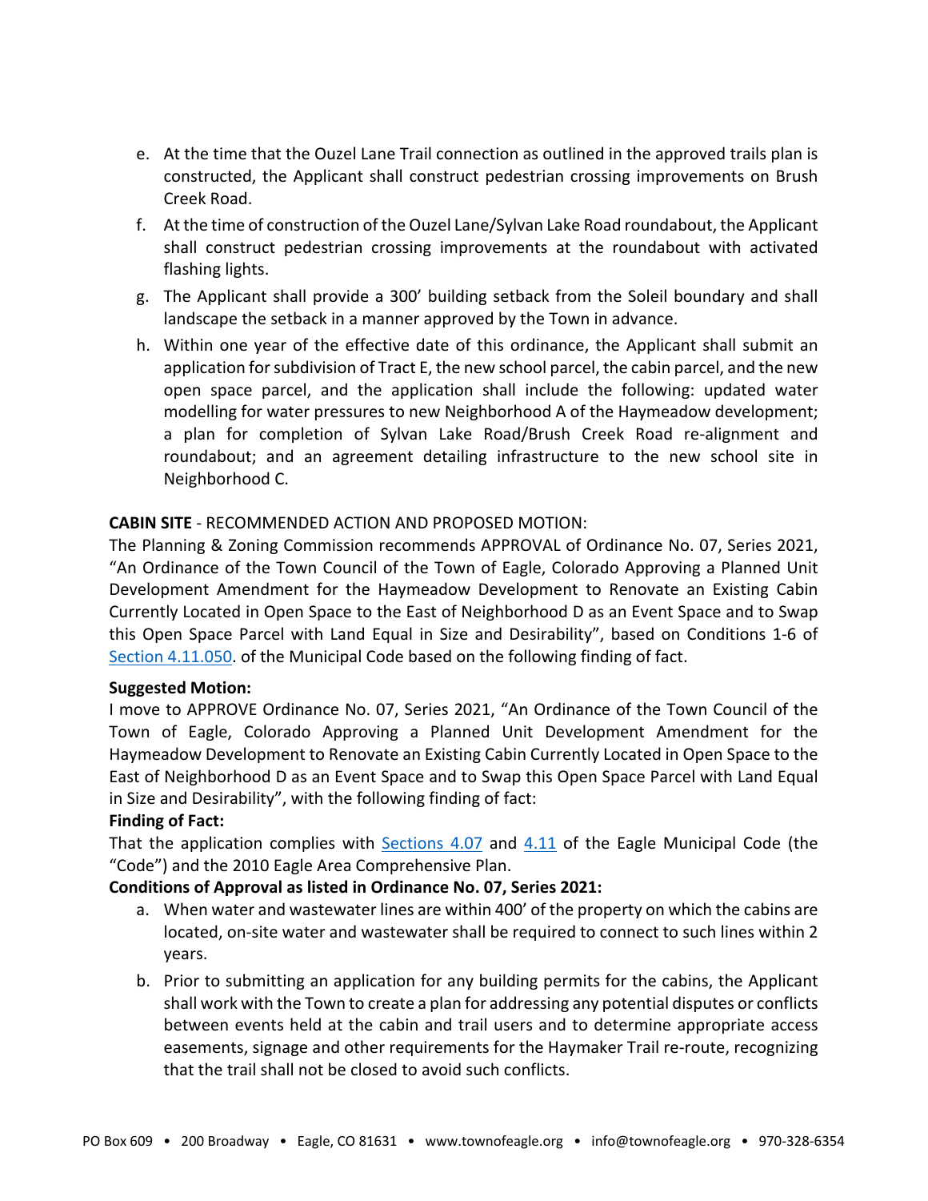e. At the time that the Ouzel Lane Trail connection as outlined in the approved trails plan is constructed, the Applicant shall construct pedestrian crossing improvements on Brush Creek Road.

f. At the time of construction of the Ouzel Lane/Sylvan Lake Road roundabout, the Applicant shall construct pedestrian crossing improvements at the roundabout with activated flashing lights.

g. The Applicant shall provide a 300' building setback from the Soleil boundary and shall landscape the setback in a manner approved by the Town in advance.

h. Within one year of the effective date of this ordinance, the Applicant shall submit an application for subdivision of Tract E, the new school parcel, the cabin parcel, and the new open space parcel, and the application shall include the following: updated water modelling for water pressures to new Neighborhood A of the Haymeadow development; a plan for completion of Sylvan Lake Road/Brush Creek Road re-alignment and roundabout; and an agreement detailing infrastructure to the new school site in Neighborhood C.

**CABIN SITE** - RECOMMENDED ACTION AND PROPOSED MOTION:
The Planning & Zoning Commission recommends APPROVAL of Ordinance No. 07, Series 2021, "An Ordinance of the Town Council of the Town of Eagle, Colorado Approving a Planned Unit Development Amendment for the Haymeadow Development to Renovate an Existing Cabin Currently Located in Open Space to the East of Neighborhood D as an Event Space and to Swap this Open Space Parcel with Land Equal in Size and Desirability", based on Conditions 1-6 of Section 4.11.050. of the Municipal Code based on the following finding of fact.

**Suggested Motion:**
I move to APPROVE Ordinance No. 07, Series 2021, "An Ordinance of the Town Council of the Town of Eagle, Colorado Approving a Planned Unit Development Amendment for the Haymeadow Development to Renovate an Existing Cabin Currently Located in Open Space to the East of Neighborhood D as an Event Space and to Swap this Open Space Parcel with Land Equal in Size and Desirability", with the following finding of fact:

**Finding of Fact:**
That the application complies with Sections 4.07 and 4.11 of the Eagle Municipal Code (the "Code") and the 2010 Eagle Area Comprehensive Plan.

**Conditions of Approval as listed in Ordinance No. 07, Series 2021:**

a. When water and wastewater lines are within 400' of the property on which the cabins are located, on-site water and wastewater shall be required to connect to such lines within 2 years.

b. Prior to submitting an application for any building permits for the cabins, the Applicant shall work with the Town to create a plan for addressing any potential disputes or conflicts between events held at the cabin and trail users and to determine appropriate access easements, signage and other requirements for the Haymaker Trail re-route, recognizing that the trail shall not be closed to avoid such conflicts.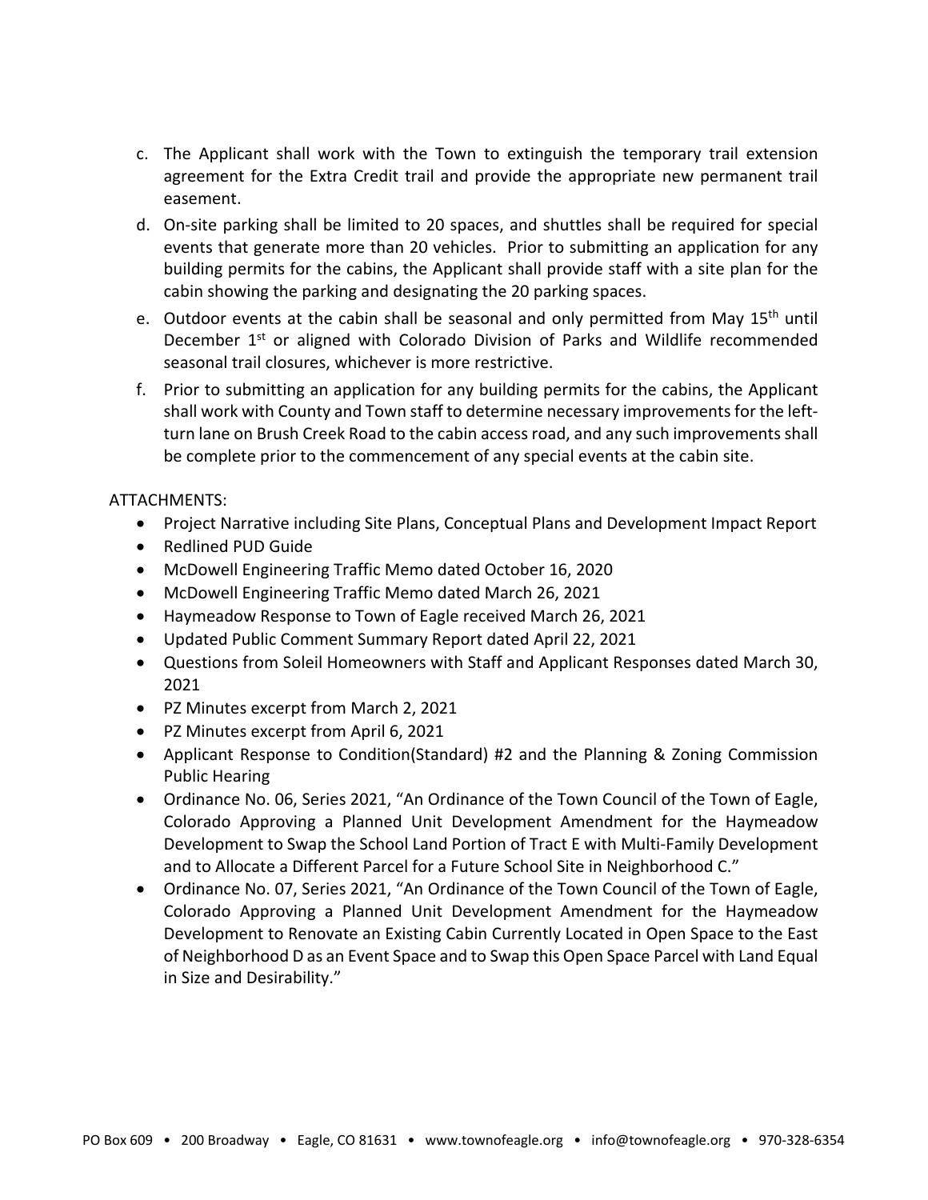c. The Applicant shall work with the Town to extinguish the temporary trail extension agreement for the Extra Credit trail and provide the appropriate new permanent trail easement.

d. On-site parking shall be limited to 20 spaces, and shuttles shall be required for special events that generate more than 20 vehicles. Prior to submitting an application for any building permits for the cabins, the Applicant shall provide staff with a site plan for the cabin showing the parking and designating the 20 parking spaces.

e. Outdoor events at the cabin shall be seasonal and only permitted from May 15th until December 1st or aligned with Colorado Division of Parks and Wildlife recommended seasonal trail closures, whichever is more restrictive.

f. Prior to submitting an application for any building permits for the cabins, the Applicant shall work with County and Town staff to determine necessary improvements for the left-turn lane on Brush Creek Road to the cabin access road, and any such improvements shall be complete prior to the commencement of any special events at the cabin site.

ATTACHMENTS:

- Project Narrative including Site Plans, Conceptual Plans and Development Impact Report
- Redlined PUD Guide
- McDowell Engineering Traffic Memo dated October 16, 2020
- McDowell Engineering Traffic Memo dated March 26, 2021
- Haymeadow Response to Town of Eagle received March 26, 2021
- Updated Public Comment Summary Report dated April 22, 2021
- Questions from Soleil Homeowners with Staff and Applicant Responses dated March 30, 2021
- PZ Minutes excerpt from March 2, 2021
- PZ Minutes excerpt from April 6, 2021
- Applicant Response to Condition(Standard) #2 and the Planning & Zoning Commission Public Hearing
- Ordinance No. 06, Series 2021, "An Ordinance of the Town Council of the Town of Eagle, Colorado Approving a Planned Unit Development Amendment for the Haymeadow Development to Swap the School Land Portion of Tract E with Multi-Family Development and to Allocate a Different Parcel for a Future School Site in Neighborhood C."
- Ordinance No. 07, Series 2021, "An Ordinance of the Town Council of the Town of Eagle, Colorado Approving a Planned Unit Development Amendment for the Haymeadow Development to Renovate an Existing Cabin Currently Located in Open Space to the East of Neighborhood D as an Event Space and to Swap this Open Space Parcel with Land Equal in Size and Desirability."